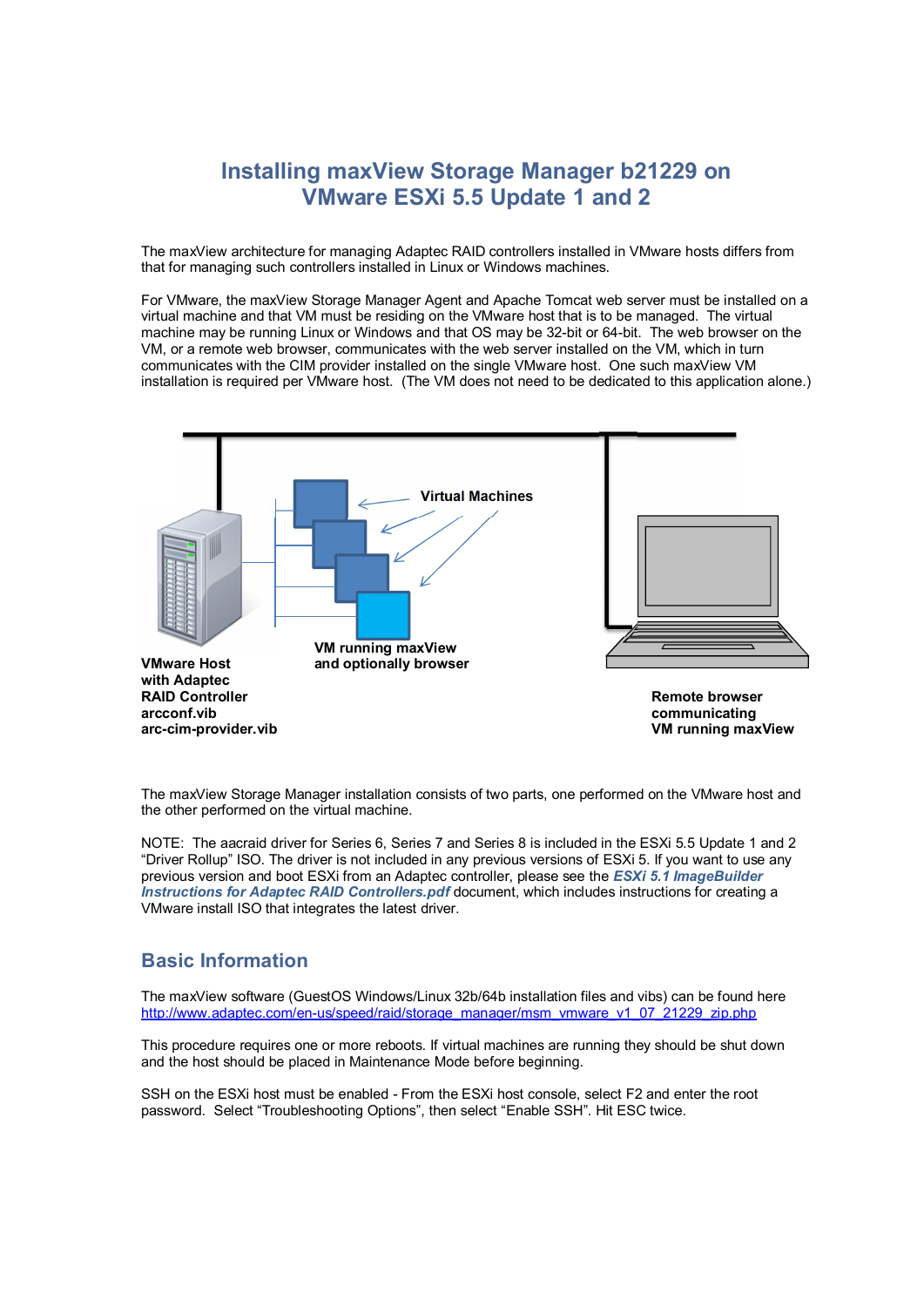# Installing maxView Storage Manager b21229 on VMware ESXi 5.5 Update 1 and 2

The maxView architecture for managing Adaptec RAID controllers installed in VMware hosts differs from that for managing such controllers installed in Linux or Windows machines.

For VMware, the maxView Storage Manager Agent and Apache Tomcat web server must be installed on a virtual machine and that VM must be residing on the VMware host that is to be managed. The virtual machine may be running Linux or Windows and that OS may be 32-bit or 64-bit. The web browser on the VM, or a remote web browser, communicates with the web server installed on the VM, which in turn communicates with the CIM provider installed on the single VMware host. One such maxView VM installation is required per VMware host. (The VM does not need to be dedicated to this application alone.)

**Virtual Machines**

**VMware Host with Adaptec RAID Controller arcconf.vib arc-cim-provider.vib**

**VM running maxView and optionally browser**

**Remote browser communicating VM running maxView**

The maxView Storage Manager installation consists of two parts, one performed on the VMware host and the other performed on the virtual machine.

NOTE: The aacraid driver for Series 6, Series 7 and Series 8 is included in the ESXi 5.5 Update 1 and 2 "Driver Rollup" ISO. The driver is not included in any previous versions of ESXi 5. If you want to use any previous version and boot ESXi from an Adaptec controller, please see the ***ESXi 5.1 ImageBuilder Instructions for Adaptec RAID Controllers.pdf*** document, which includes instructions for creating a VMware install ISO that integrates the latest driver.

## Basic Information

The maxView software (GuestOS Windows/Linux 32b/64b installation files and vibs) can be found here
http://www.adaptec.com/en-us/speed/raid/storage_manager/msm_vmware_v1_07_21229_zip.php

This procedure requires one or more reboots. If virtual machines are running they should be shut down and the host should be placed in Maintenance Mode before beginning.

SSH on the ESXi host must be enabled - From the ESXi host console, select F2 and enter the root password. Select "Troubleshooting Options", then select "Enable SSH". Hit ESC twice.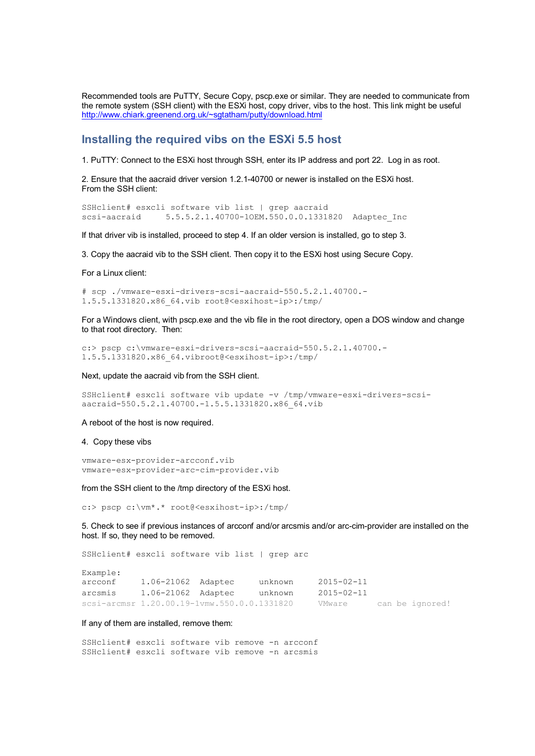Recommended tools are PuTTY, Secure Copy, pscp.exe or similar. They are needed to communicate from the remote system (SSH client) with the ESXi host, copy driver, vibs to the host. This link might be useful http://www.chiark.greenend.org.uk/~sgtatham/putty/download.html

## Installing the required vibs on the ESXi 5.5 host

1. PuTTY: Connect to the ESXi host through SSH, enter its IP address and port 22. Log in as root.

2. Ensure that the aacraid driver version 1.2.1-40700 or newer is installed on the ESXi host. From the SSH client:

```
SSHclient# esxcli software vib list | grep aacraid
scsi-aacraid     5.5.5.2.1.40700-1OEM.550.0.0.1331820  Adaptec_Inc
```

If that driver vib is installed, proceed to step 4. If an older version is installed, go to step 3.

3. Copy the aacraid vib to the SSH client. Then copy it to the ESXi host using Secure Copy.

For a Linux client:

```
# scp ./vmware-esxi-drivers-scsi-aacraid-550.5.2.1.40700.-
1.5.5.1331820.x86_64.vib root@<esxihost-ip>:/tmp/
```

For a Windows client, with pscp.exe and the vib file in the root directory, open a DOS window and change to that root directory. Then:

```
c:> pscp c:\vmware-esxi-drivers-scsi-aacraid-550.5.2.1.40700.-
1.5.5.1331820.x86_64.vibroot@<esxihost-ip>:/tmp/
```

Next, update the aacraid vib from the SSH client.

```
SSHclient# esxcli software vib update -v /tmp/vmware-esxi-drivers-scsi-
aacraid-550.5.2.1.40700.-1.5.5.1331820.x86_64.vib
```

A reboot of the host is now required.

4. Copy these vibs

```
vmware-esx-provider-arcconf.vib
vmware-esx-provider-arc-cim-provider.vib
```

from the SSH client to the /tmp directory of the ESXi host.

```
c:> pscp c:\vm*.* root@<esxihost-ip>:/tmp/
```

5. Check to see if previous instances of arcconf and/or arcsmis and/or arc-cim-provider are installed on the host. If so, they need to be removed.

```
SSHclient# esxcli software vib list | grep arc

Example:
arcconf     1.06-21062  Adaptec     unknown     2015-02-11
arcsmis     1.06-21062  Adaptec     unknown     2015-02-11
scsi-arcmsr 1.20.00.19-1vmw.550.0.0.1331820     VMware      can be ignored!
```

If any of them are installed, remove them:

```
SSHclient# esxcli software vib remove -n arcconf
SSHclient# esxcli software vib remove -n arcsmis
```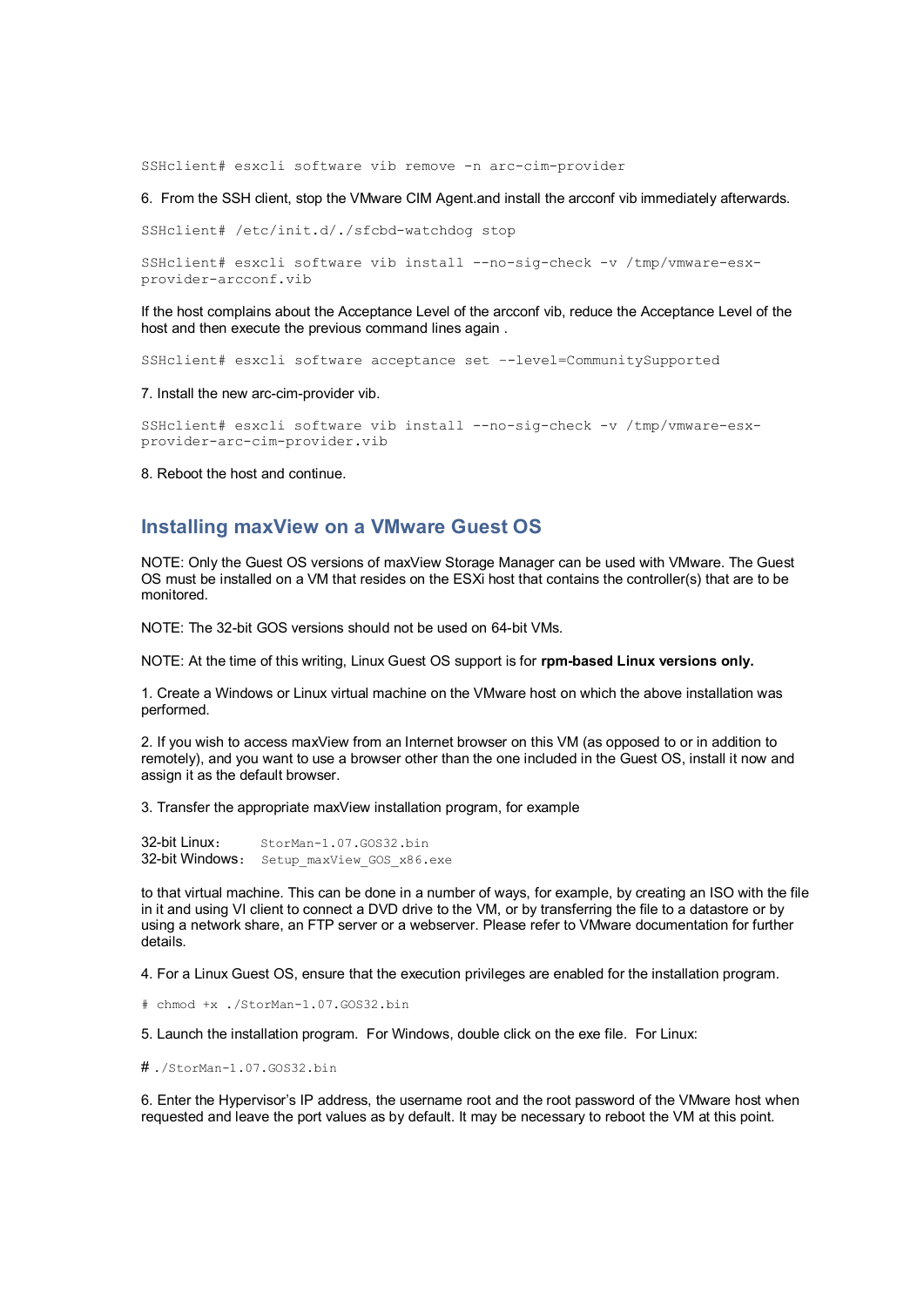```
SSHclient# esxcli software vib remove -n arc-cim-provider
```

6. From the SSH client, stop the VMware CIM Agent.and install the arcconf vib immediately afterwards.

```
SSHclient# /etc/init.d/./sfcbd-watchdog stop
```

```
SSHclient# esxcli software vib install --no-sig-check -v /tmp/vmware-esx-provider-arcconf.vib
```

If the host complains about the Acceptance Level of the arcconf vib, reduce the Acceptance Level of the host and then execute the previous command lines again .

```
SSHclient# esxcli software acceptance set --level=CommunitySupported
```

7. Install the new arc-cim-provider vib.

```
SSHclient# esxcli software vib install --no-sig-check -v /tmp/vmware-esx-provider-arc-cim-provider.vib
```

8. Reboot the host and continue.

## Installing maxView on a VMware Guest OS

NOTE: Only the Guest OS versions of maxView Storage Manager can be used with VMware. The Guest OS must be installed on a VM that resides on the ESXi host that contains the controller(s) that are to be monitored.

NOTE: The 32-bit GOS versions should not be used on 64-bit VMs.

NOTE: At the time of this writing, Linux Guest OS support is for **rpm-based Linux versions only.**

1. Create a Windows or Linux virtual machine on the VMware host on which the above installation was performed.

2. If you wish to access maxView from an Internet browser on this VM (as opposed to or in addition to remotely), and you want to use a browser other than the one included in the Guest OS, install it now and assign it as the default browser.

3. Transfer the appropriate maxView installation program, for example

32-bit Linux： `StorMan-1.07.GOS32.bin`
32-bit Windows： `Setup_maxView_GOS_x86.exe`

to that virtual machine. This can be done in a number of ways, for example, by creating an ISO with the file in it and using VI client to connect a DVD drive to the VM, or by transferring the file to a datastore or by using a network share, an FTP server or a webserver. Please refer to VMware documentation for further details.

4. For a Linux Guest OS, ensure that the execution privileges are enabled for the installation program.

```
# chmod +x ./StorMan-1.07.GOS32.bin
```

5. Launch the installation program. For Windows, double click on the exe file. For Linux:

```
# ./StorMan-1.07.GOS32.bin
```

6. Enter the Hypervisor's IP address, the username root and the root password of the VMware host when requested and leave the port values as by default. It may be necessary to reboot the VM at this point.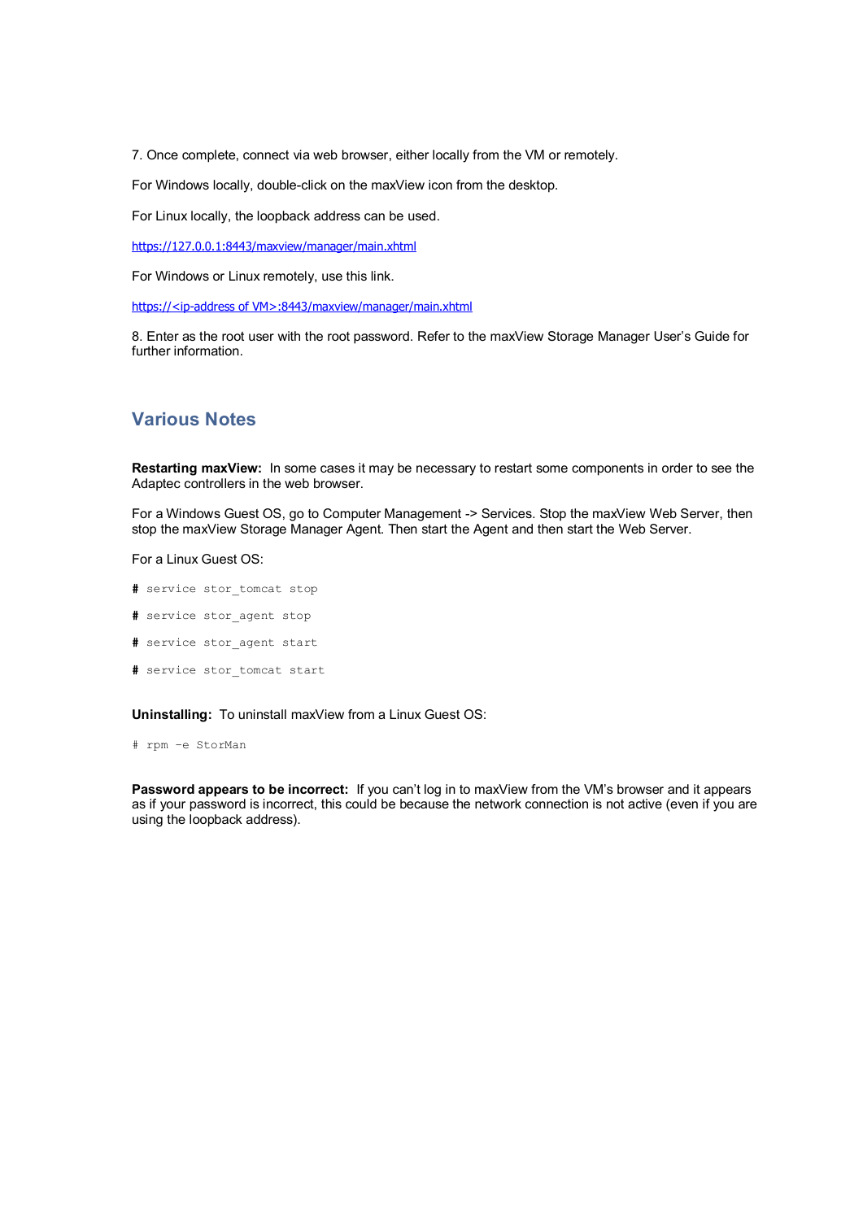7. Once complete, connect via web browser, either locally from the VM or remotely.

For Windows locally, double-click on the maxView icon from the desktop.

For Linux locally, the loopback address can be used.

https://127.0.0.1:8443/maxview/manager/main.xhtml

For Windows or Linux remotely, use this link.

https://<ip-address of VM>:8443/maxview/manager/main.xhtml

8. Enter as the root user with the root password. Refer to the maxView Storage Manager User's Guide for further information.

## Various Notes

**Restarting maxView:** In some cases it may be necessary to restart some components in order to see the Adaptec controllers in the web browser.

For a Windows Guest OS, go to Computer Management -> Services. Stop the maxView Web Server, then stop the maxView Storage Manager Agent. Then start the Agent and then start the Web Server.

For a Linux Guest OS:

```
# service stor_tomcat stop

# service stor_agent stop

# service stor_agent start

# service stor_tomcat start
```

**Uninstalling:** To uninstall maxView from a Linux Guest OS:

```
# rpm -e StorMan
```

**Password appears to be incorrect:** If you can't log in to maxView from the VM's browser and it appears as if your password is incorrect, this could be because the network connection is not active (even if you are using the loopback address).